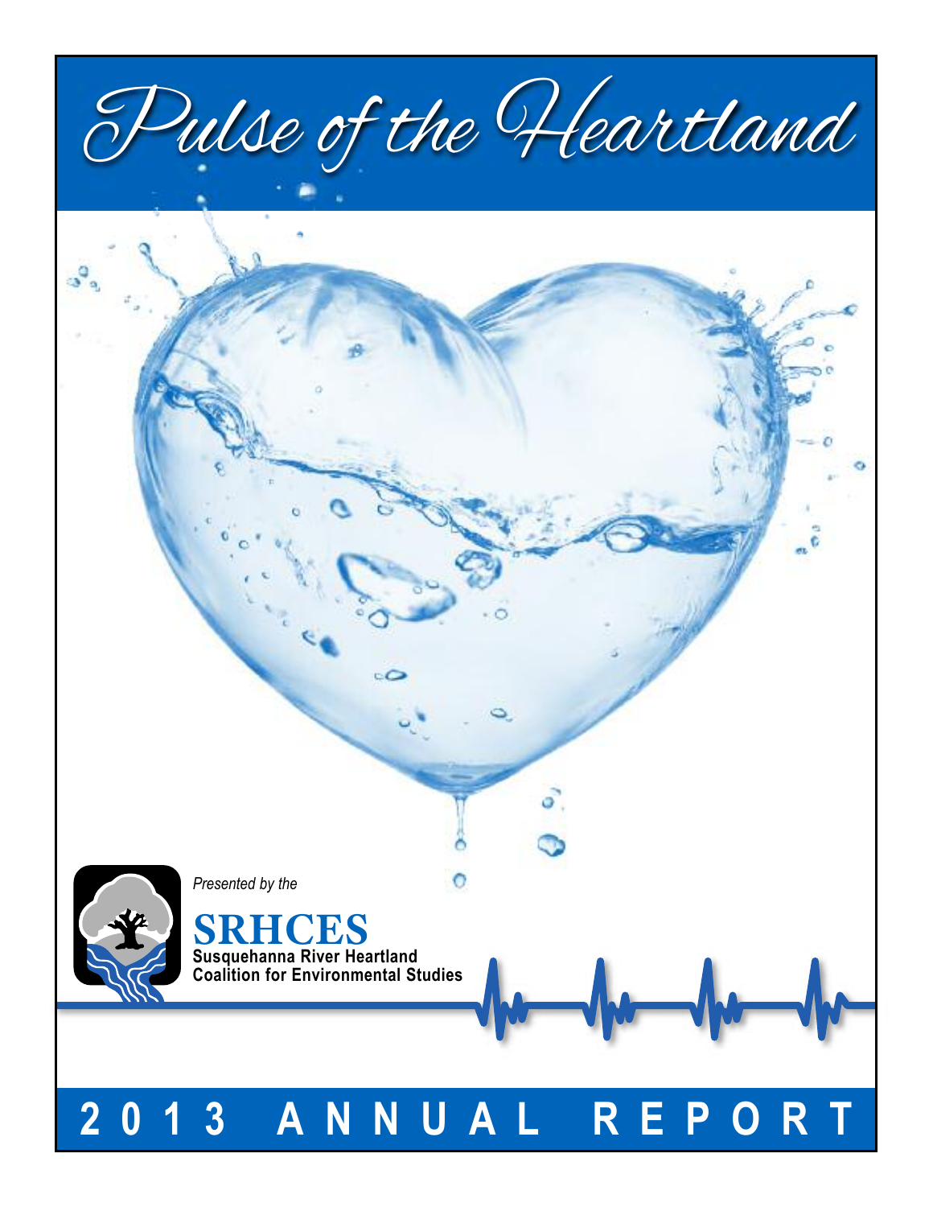# Pulse of the Heartland

*Presented by the*

**SRHCES**

**Susquehanna River Heartland Coalition for Environmental Studies**

## 2013 ANNUAL REPORT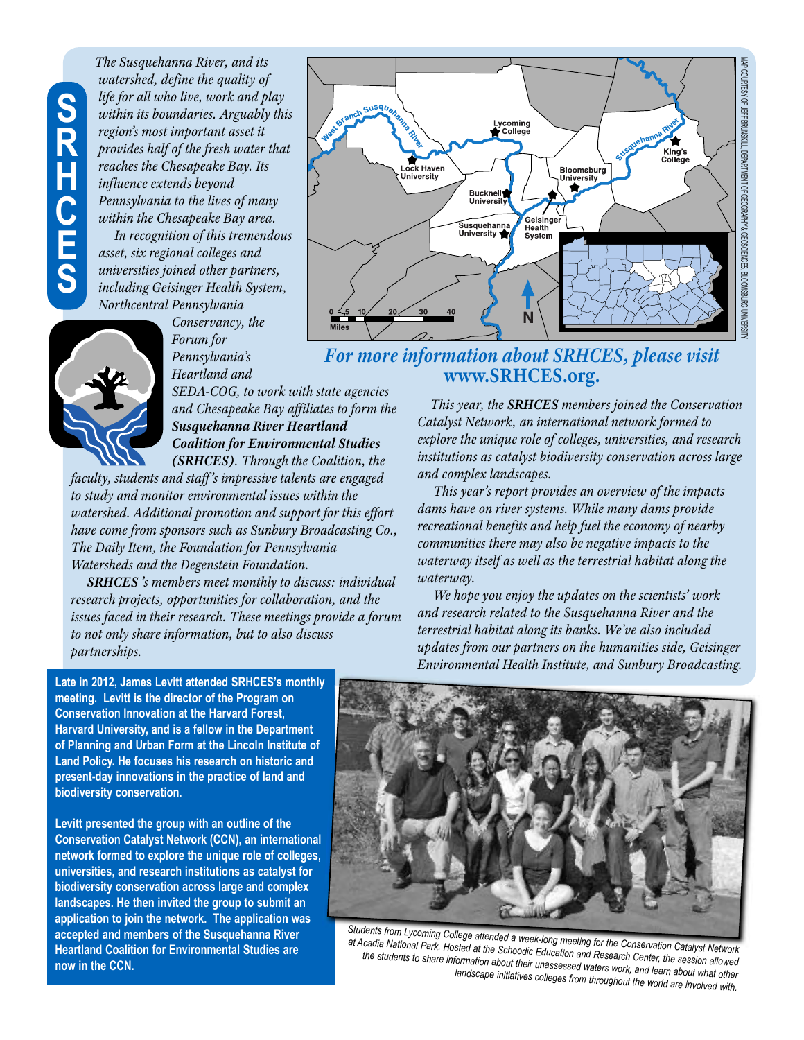**SRHCES**

*The Susquehanna River, and its watershed, define the quality of life for all who live, work and play within its boundaries. Arguably this region's most important asset it provides half of the fresh water that reaches the Chesapeake Bay. Its influence extends beyond Pennsylvania to the lives of many within the Chesapeake Bay area.*

*In recognition of this tremendous asset, six regional colleges and universities joined other partners, including Geisinger Health System, Northcentral Pennsylvania Conservancy, the Forum for Pennsylvania's Heartland and SEDA-COG, to work with state agencies and Chesapeake Bay affiliates to form the* ***Susquehanna River Heartland Coalition for Environmental Studies (SRHCES)****. Through the Coalition, the faculty, students and staff's impressive talents are engaged to study and monitor environmental issues within the watershed. Additional promotion and support for this effort have come from sponsors such as Sunbury Broadcasting Co., The Daily Item, the Foundation for Pennsylvania Watersheds and the Degenstein Foundation.*

***SRHCES****'s members meet monthly to discuss: individual research projects, opportunities for collaboration, and the issues faced in their research. These meetings provide a forum to not only share information, but to also discuss partnerships.*

MAP COURTESY OF JEFF BRUNSKILL, DEPARTMENT OF GEOGRAPHY & GEOSCIENCES, BLOOMSBURG UNIVERSITY

## *For more information about SRHCES, please visit* **www.SRHCES.org.**

*This year, the* ***SRHCES*** *members joined the Conservation Catalyst Network, an international network formed to explore the unique role of colleges, universities, and research institutions as catalyst biodiversity conservation across large and complex landscapes.*

*This year's report provides an overview of the impacts dams have on river systems. While many dams provide recreational benefits and help fuel the economy of nearby communities there may also be negative impacts to the waterway itself as well as the terrestrial habitat along the waterway.*

*We hope you enjoy the updates on the scientists' work and research related to the Susquehanna River and the terrestrial habitat along its banks. We've also included updates from our partners on the humanities side, Geisinger Environmental Health Institute, and Sunbury Broadcasting.*

**Late in 2012, James Levitt attended SRHCES's monthly meeting. Levitt is the director of the Program on Conservation Innovation at the Harvard Forest, Harvard University, and is a fellow in the Department of Planning and Urban Form at the Lincoln Institute of Land Policy. He focuses his research on historic and present-day innovations in the practice of land and biodiversity conservation.**

**Levitt presented the group with an outline of the Conservation Catalyst Network (CCN), an international network formed to explore the unique role of colleges, universities, and research institutions as catalyst for biodiversity conservation across large and complex landscapes. He then invited the group to submit an application to join the network. The application was accepted and members of the Susquehanna River Heartland Coalition for Environmental Studies are now in the CCN.**

*Students from Lycoming College attended a week-long meeting for the Conservation Catalyst Network at Acadia National Park. Hosted at the Schoodic Education and Research Center, the session allowed the students to share information about their unassessed waters work, and learn about what other landscape initiatives colleges from throughout the world are involved with.*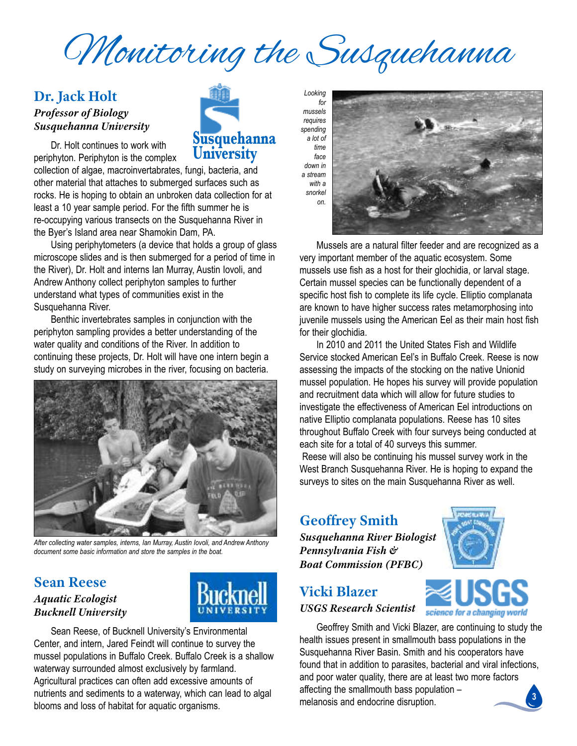# Monitoring the Susquehanna

## Dr. Jack Holt

***Professor of Biology***
***Susquehanna University***

Dr. Holt continues to work with periphyton. Periphyton is the complex collection of algae, macroinvertabrates, fungi, bacteria, and other material that attaches to submerged surfaces such as rocks. He is hoping to obtain an unbroken data collection for at least a 10 year sample period. For the fifth summer he is re-occupying various transects on the Susquehanna River in the Byer's Island area near Shamokin Dam, PA.

Using periphytometers (a device that holds a group of glass microscope slides and is then submerged for a period of time in the River), Dr. Holt and interns Ian Murray, Austin Iovoli, and Andrew Anthony collect periphyton samples to further understand what types of communities exist in the Susquehanna River.

Benthic invertebrates samples in conjunction with the periphyton sampling provides a better understanding of the water quality and conditions of the River. In addition to continuing these projects, Dr. Holt will have one intern begin a study on surveying microbes in the river, focusing on bacteria.

*After collecting water samples, interns, Ian Murray, Austin Iovoli, and Andrew Anthony document some basic information and store the samples in the boat.*

## Sean Reese

***Aquatic Ecologist***
***Bucknell University***

Sean Reese, of Bucknell University's Environmental Center, and intern, Jared Feindt will continue to survey the mussel populations in Buffalo Creek. Buffalo Creek is a shallow waterway surrounded almost exclusively by farmland. Agricultural practices can often add excessive amounts of nutrients and sediments to a waterway, which can lead to algal blooms and loss of habitat for aquatic organisms.

*Looking for mussels requires spending a lot of time face down in a stream with a snorkel on.*

Mussels are a natural filter feeder and are recognized as a very important member of the aquatic ecosystem. Some mussels use fish as a host for their glochidia, or larval stage. Certain mussel species can be functionally dependent of a specific host fish to complete its life cycle. Elliptio complanata are known to have higher success rates metamorphosing into juvenile mussels using the American Eel as their main host fish for their glochidia.

In 2010 and 2011 the United States Fish and Wildlife Service stocked American Eel's in Buffalo Creek. Reese is now assessing the impacts of the stocking on the native Unionid mussel population. He hopes his survey will provide population and recruitment data which will allow for future studies to investigate the effectiveness of American Eel introductions on native Elliptio complanata populations. Reese has 10 sites throughout Buffalo Creek with four surveys being conducted at each site for a total of 40 surveys this summer.

Reese will also be continuing his mussel survey work in the West Branch Susquehanna River. He is hoping to expand the surveys to sites on the main Susquehanna River as well.

## Geoffrey Smith

***Susquehanna River Biologist***
***Pennsylvania Fish & Boat Commission (PFBC)***

## Vicki Blazer

***USGS Research Scientist***

Geoffrey Smith and Vicki Blazer, are continuing to study the health issues present in smallmouth bass populations in the Susquehanna River Basin. Smith and his cooperators have found that in addition to parasites, bacterial and viral infections, and poor water quality, there are at least two more factors affecting the smallmouth bass population – melanosis and endocrine disruption.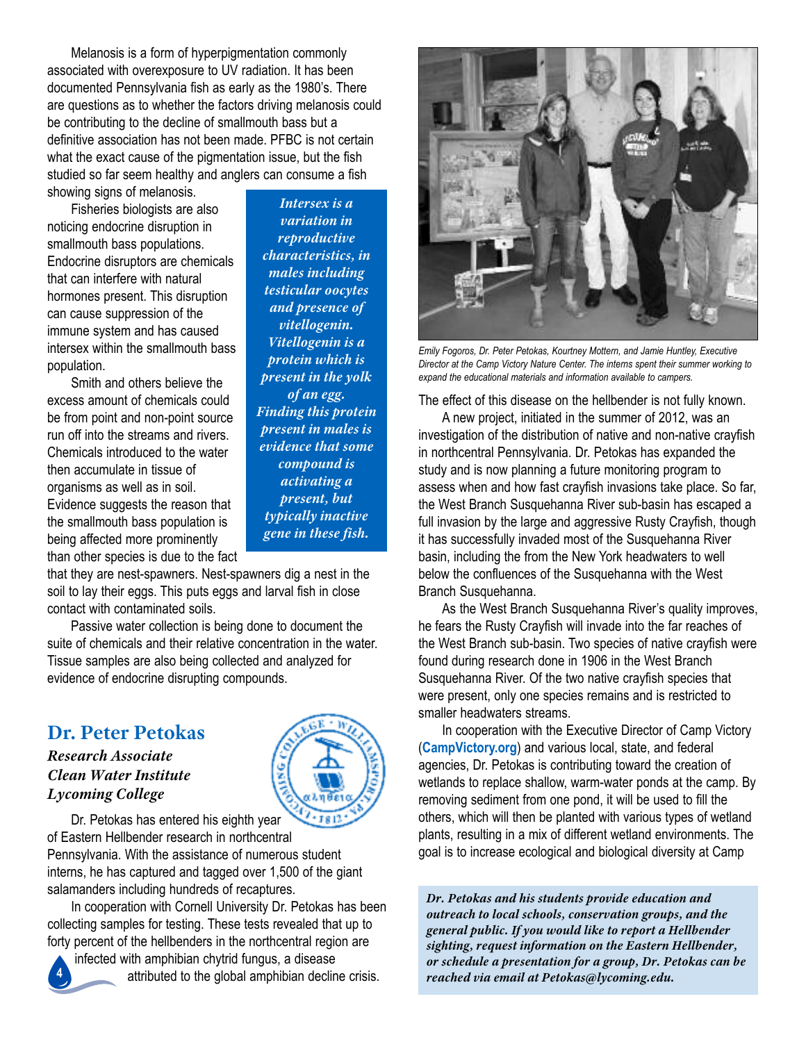Melanosis is a form of hyperpigmentation commonly associated with overexposure to UV radiation. It has been documented Pennsylvania fish as early as the 1980's. There are questions as to whether the factors driving melanosis could be contributing to the decline of smallmouth bass but a definitive association has not been made. PFBC is not certain what the exact cause of the pigmentation issue, but the fish studied so far seem healthy and anglers can consume a fish showing signs of melanosis.

Fisheries biologists are also noticing endocrine disruption in smallmouth bass populations. Endocrine disruptors are chemicals that can interfere with natural hormones present. This disruption can cause suppression of the immune system and has caused intersex within the smallmouth bass population.

*Intersex is a variation in reproductive characteristics, in males including testicular oocytes and presence of vitellogenin. Vitellogenin is a protein which is present in the yolk of an egg. Finding this protein present in males is evidence that some compound is activating a present, but typically inactive gene in these fish.*

Smith and others believe the excess amount of chemicals could be from point and non-point source run off into the streams and rivers. Chemicals introduced to the water then accumulate in tissue of organisms as well as in soil. Evidence suggests the reason that the smallmouth bass population is being affected more prominently than other species is due to the fact that they are nest-spawners. Nest-spawners dig a nest in the soil to lay their eggs. This puts eggs and larval fish in close contact with contaminated soils.

Passive water collection is being done to document the suite of chemicals and their relative concentration in the water. Tissue samples are also being collected and analyzed for evidence of endocrine disrupting compounds.

## Dr. Peter Petokas

***Research Associate***
***Clean Water Institute***
***Lycoming College***

Dr. Petokas has entered his eighth year of Eastern Hellbender research in northcentral Pennsylvania. With the assistance of numerous student interns, he has captured and tagged over 1,500 of the giant salamanders including hundreds of recaptures.

In cooperation with Cornell University Dr. Petokas has been collecting samples for testing. These tests revealed that up to forty percent of the hellbenders in the northcentral region are infected with amphibian chytrid fungus, a disease attributed to the global amphibian decline crisis. The effect of this disease on the hellbender is not fully known.

*Emily Fogoros, Dr. Peter Petokas, Kourtney Mottern, and Jamie Huntley, Executive Director at the Camp Victory Nature Center. The interns spent their summer working to expand the educational materials and information available to campers.*

A new project, initiated in the summer of 2012, was an investigation of the distribution of native and non-native crayfish in northcentral Pennsylvania. Dr. Petokas has expanded the study and is now planning a future monitoring program to assess when and how fast crayfish invasions take place. So far, the West Branch Susquehanna River sub-basin has escaped a full invasion by the large and aggressive Rusty Crayfish, though it has successfully invaded most of the Susquehanna River basin, including the from the New York headwaters to well below the confluences of the Susquehanna with the West Branch Susquehanna.

As the West Branch Susquehanna River's quality improves, he fears the Rusty Crayfish will invade into the far reaches of the West Branch sub-basin. Two species of native crayfish were found during research done in 1906 in the West Branch Susquehanna River. Of the two native crayfish species that were present, only one species remains and is restricted to smaller headwaters streams.

In cooperation with the Executive Director of Camp Victory (**CampVictory.org**) and various local, state, and federal agencies, Dr. Petokas is contributing toward the creation of wetlands to replace shallow, warm-water ponds at the camp. By removing sediment from one pond, it will be used to fill the others, which will then be planted with various types of wetland plants, resulting in a mix of different wetland environments. The goal is to increase ecological and biological diversity at Camp

***Dr. Petokas and his students provide education and outreach to local schools, conservation groups, and the general public. If you would like to report a Hellbender sighting, request information on the Eastern Hellbender, or schedule a presentation for a group, Dr. Petokas can be reached via email at Petokas@lycoming.edu.***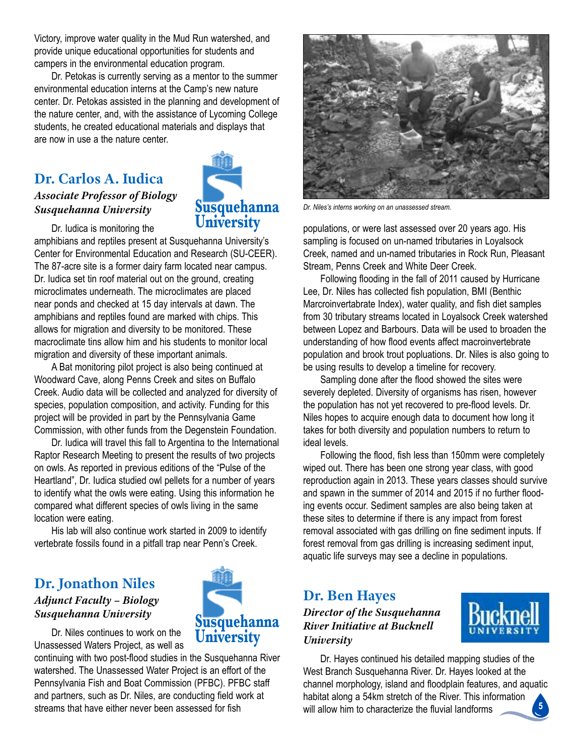Victory, improve water quality in the Mud Run watershed, and provide unique educational opportunities for students and campers in the environmental education program.

Dr. Petokas is currently serving as a mentor to the summer environmental education interns at the Camp's new nature center. Dr. Petokas assisted in the planning and development of the nature center, and, with the assistance of Lycoming College students, he created educational materials and displays that are now in use a the nature center.

## Dr. Carlos A. Iudica

***Associate Professor of Biology***
***Susquehanna University***

Dr. Iudica is monitoring the amphibians and reptiles present at Susquehanna University's Center for Environmental Education and Research (SU-CEER). The 87-acre site is a former dairy farm located near campus. Dr. Iudica set tin roof material out on the ground, creating microclimates underneath. The microclimates are placed near ponds and checked at 15 day intervals at dawn. The amphibians and reptiles found are marked with chips. This allows for migration and diversity to be monitored. These macroclimate tins allow him and his students to monitor local migration and diversity of these important animals.

A Bat monitoring pilot project is also being continued at Woodward Cave, along Penns Creek and sites on Buffalo Creek. Audio data will be collected and analyzed for diversity of species, population composition, and activity. Funding for this project will be provided in part by the Pennsylvania Game Commission, with other funds from the Degenstein Foundation.

Dr. Iudica will travel this fall to Argentina to the International Raptor Research Meeting to present the results of two projects on owls. As reported in previous editions of the "Pulse of the Heartland", Dr. Iudica studied owl pellets for a number of years to identify what the owls were eating. Using this information he compared what different species of owls living in the same location were eating.

His lab will also continue work started in 2009 to identify vertebrate fossils found in a pitfall trap near Penn's Creek.

## Dr. Jonathon Niles

***Adjunct Faculty – Biology***
***Susquehanna University***

Dr. Niles continues to work on the Unassessed Waters Project, as well as continuing with two post-flood studies in the Susquehanna River watershed. The Unassessed Water Project is an effort of the Pennsylvania Fish and Boat Commission (PFBC). PFBC staff and partners, such as Dr. Niles, are conducting field work at streams that have either never been assessed for fish populations, or were last assessed over 20 years ago. His sampling is focused on un-named tributaries in Loyalsock Creek, named and un-named tributaries in Rock Run, Pleasant Stream, Penns Creek and White Deer Creek.

*Dr. Niles's interns working on an unassessed stream.*

Following flooding in the fall of 2011 caused by Hurricane Lee, Dr. Niles has collected fish population, BMI (Benthic Marcroinvertabrate Index), water quality, and fish diet samples from 30 tributary streams located in Loyalsock Creek watershed between Lopez and Barbours. Data will be used to broaden the understanding of how flood events affect macroinvertebrate population and brook trout popluations. Dr. Niles is also going to be using results to develop a timeline for recovery.

Sampling done after the flood showed the sites were severely depleted. Diversity of organisms has risen, however the population has not yet recovered to pre-flood levels. Dr. Niles hopes to acquire enough data to document how long it takes for both diversity and population numbers to return to ideal levels.

Following the flood, fish less than 150mm were completely wiped out. There has been one strong year class, with good reproduction again in 2013. These years classes should survive and spawn in the summer of 2014 and 2015 if no further flooding events occur. Sediment samples are also being taken at these sites to determine if there is any impact from forest removal associated with gas drilling on fine sediment inputs. If forest removal from gas drilling is increasing sediment input, aquatic life surveys may see a decline in populations.

## Dr. Ben Hayes

***Director of the Susquehanna River Initiative at Bucknell University***

Dr. Hayes continued his detailed mapping studies of the West Branch Susquehanna River. Dr. Hayes looked at the channel morphology, island and floodplain features, and aquatic habitat along a 54km stretch of the River. This information will allow him to characterize the fluvial landforms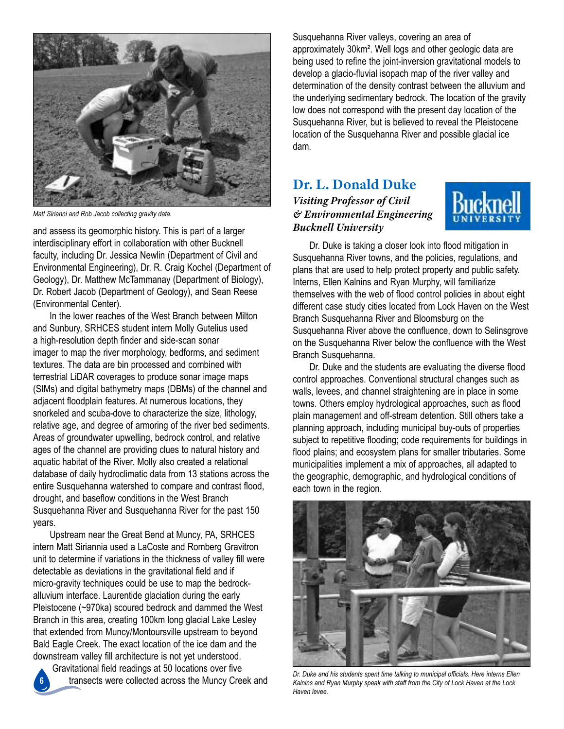Matt Sirianni and Rob Jacob collecting gravity data.

and assess its geomorphic history. This is part of a larger interdisciplinary effort in collaboration with other Bucknell faculty, including Dr. Jessica Newlin (Department of Civil and Environmental Engineering), Dr. R. Craig Kochel (Department of Geology), Dr. Matthew McTammanay (Department of Biology), Dr. Robert Jacob (Department of Geology), and Sean Reese (Environmental Center).

In the lower reaches of the West Branch between Milton and Sunbury, SRHCES student intern Molly Gutelius used a high-resolution depth finder and side-scan sonar imager to map the river morphology, bedforms, and sediment textures. The data are bin processed and combined with terrestrial LiDAR coverages to produce sonar image maps (SIMs) and digital bathymetry maps (DBMs) of the channel and adjacent floodplain features. At numerous locations, they snorkeled and scuba-dove to characterize the size, lithology, relative age, and degree of armoring of the river bed sediments. Areas of groundwater upwelling, bedrock control, and relative ages of the channel are providing clues to natural history and aquatic habitat of the River. Molly also created a relational database of daily hydroclimatic data from 13 stations across the entire Susquehanna watershed to compare and contrast flood, drought, and baseflow conditions in the West Branch Susquehanna River and Susquehanna River for the past 150 years.

Upstream near the Great Bend at Muncy, PA, SRHCES intern Matt Siriannia used a LaCoste and Romberg Gravitron unit to determine if variations in the thickness of valley fill were detectable as deviations in the gravitational field and if micro-gravity techniques could be use to map the bedrock-alluvium interface. Laurentide glaciation during the early Pleistocene (~970ka) scoured bedrock and dammed the West Branch in this area, creating 100km long glacial Lake Lesley that extended from Muncy/Montoursville upstream to beyond Bald Eagle Creek. The exact location of the ice dam and the downstream valley fill architecture is not yet understood.

Gravitational field readings at 50 locations over five transects were collected across the Muncy Creek and Susquehanna River valleys, covering an area of approximately 30km². Well logs and other geologic data are being used to refine the joint-inversion gravitational models to develop a glacio-fluvial isopach map of the river valley and determination of the density contrast between the alluvium and the underlying sedimentary bedrock. The location of the gravity low does not correspond with the present day location of the Susquehanna River, but is believed to reveal the Pleistocene location of the Susquehanna River and possible glacial ice dam.

## Dr. L. Donald Duke

***Visiting Professor of Civil & Environmental Engineering Bucknell University***

Dr. Duke is taking a closer look into flood mitigation in Susquehanna River towns, and the policies, regulations, and plans that are used to help protect property and public safety. Interns, Ellen Kalnins and Ryan Murphy, will familiarize themselves with the web of flood control policies in about eight different case study cities located from Lock Haven on the West Branch Susquehanna River and Bloomsburg on the Susquehanna River above the confluence, down to Selinsgrove on the Susquehanna River below the confluence with the West Branch Susquehanna.

Dr. Duke and the students are evaluating the diverse flood control approaches. Conventional structural changes such as walls, levees, and channel straightening are in place in some towns. Others employ hydrological approaches, such as flood plain management and off-stream detention. Still others take a planning approach, including municipal buy-outs of properties subject to repetitive flooding; code requirements for buildings in flood plains; and ecosystem plans for smaller tributaries. Some municipalities implement a mix of approaches, all adapted to the geographic, demographic, and hydrological conditions of each town in the region.

Dr. Duke and his students spent time talking to municipal officials. Here interns Ellen Kalnins and Ryan Murphy speak with staff from the City of Lock Haven at the Lock Haven levee.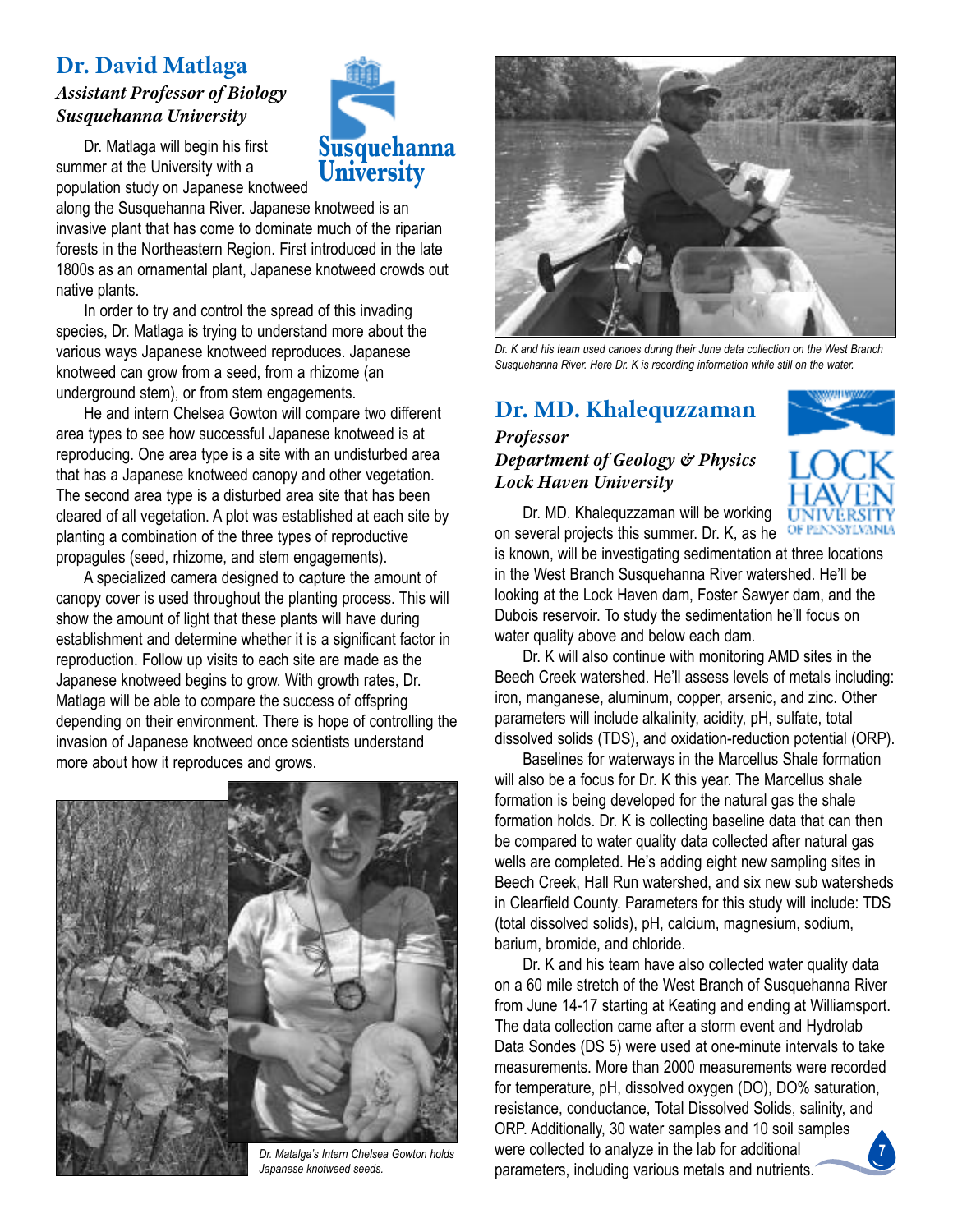## Dr. David Matlaga

***Assistant Professor of Biology***
***Susquehanna University***

Dr. Matlaga will begin his first summer at the University with a population study on Japanese knotweed along the Susquehanna River. Japanese knotweed is an invasive plant that has come to dominate much of the riparian forests in the Northeastern Region. First introduced in the late 1800s as an ornamental plant, Japanese knotweed crowds out native plants.

In order to try and control the spread of this invading species, Dr. Matlaga is trying to understand more about the various ways Japanese knotweed reproduces. Japanese knotweed can grow from a seed, from a rhizome (an underground stem), or from stem engagements.

He and intern Chelsea Gowton will compare two different area types to see how successful Japanese knotweed is at reproducing. One area type is a site with an undisturbed area that has a Japanese knotweed canopy and other vegetation. The second area type is a disturbed area site that has been cleared of all vegetation. A plot was established at each site by planting a combination of the three types of reproductive propagules (seed, rhizome, and stem engagements).

A specialized camera designed to capture the amount of canopy cover is used throughout the planting process. This will show the amount of light that these plants will have during establishment and determine whether it is a significant factor in reproduction. Follow up visits to each site are made as the Japanese knotweed begins to grow. With growth rates, Dr. Matlaga will be able to compare the success of offspring depending on their environment. There is hope of controlling the invasion of Japanese knotweed once scientists understand more about how it reproduces and grows.

*Dr. Matalga's Intern Chelsea Gowton holds Japanese knotweed seeds.*

*Dr. K and his team used canoes during their June data collection on the West Branch Susquehanna River. Here Dr. K is recording information while still on the water.*

## Dr. MD. Khalequzzaman

***Professor***
***Department of Geology & Physics***
***Lock Haven University***

Dr. MD. Khalequzzaman will be working on several projects this summer. Dr. K, as he is known, will be investigating sedimentation at three locations in the West Branch Susquehanna River watershed. He'll be looking at the Lock Haven dam, Foster Sawyer dam, and the Dubois reservoir. To study the sedimentation he'll focus on water quality above and below each dam.

Dr. K will also continue with monitoring AMD sites in the Beech Creek watershed. He'll assess levels of metals including: iron, manganese, aluminum, copper, arsenic, and zinc. Other parameters will include alkalinity, acidity, pH, sulfate, total dissolved solids (TDS), and oxidation-reduction potential (ORP).

Baselines for waterways in the Marcellus Shale formation will also be a focus for Dr. K this year. The Marcellus shale formation is being developed for the natural gas the shale formation holds. Dr. K is collecting baseline data that can then be compared to water quality data collected after natural gas wells are completed. He's adding eight new sampling sites in Beech Creek, Hall Run watershed, and six new sub watersheds in Clearfield County. Parameters for this study will include: TDS (total dissolved solids), pH, calcium, magnesium, sodium, barium, bromide, and chloride.

Dr. K and his team have also collected water quality data on a 60 mile stretch of the West Branch of Susquehanna River from June 14-17 starting at Keating and ending at Williamsport. The data collection came after a storm event and Hydrolab Data Sondes (DS 5) were used at one-minute intervals to take measurements. More than 2000 measurements were recorded for temperature, pH, dissolved oxygen (DO), DO% saturation, resistance, conductance, Total Dissolved Solids, salinity, and ORP. Additionally, 30 water samples and 10 soil samples were collected to analyze in the lab for additional parameters, including various metals and nutrients.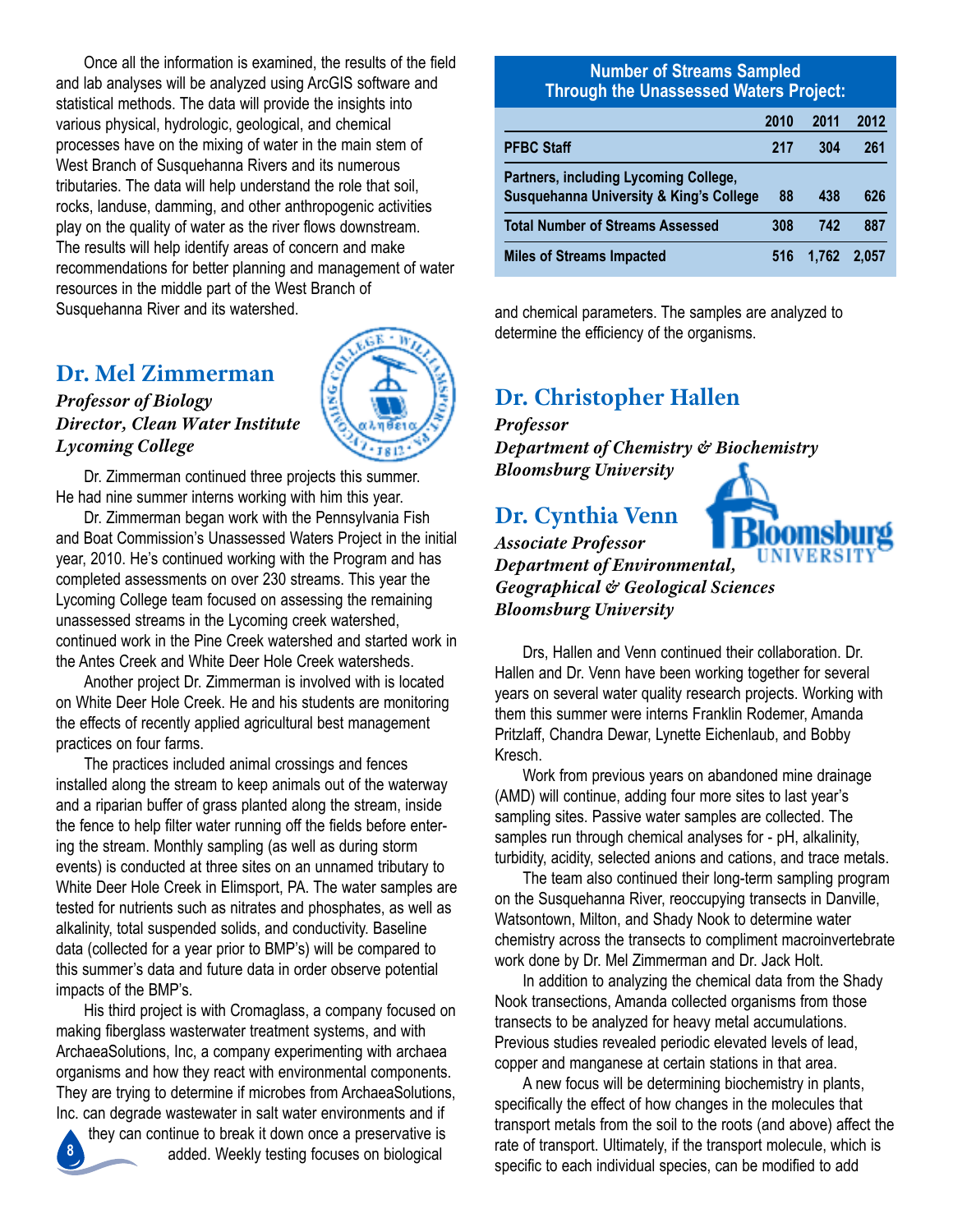Once all the information is examined, the results of the field and lab analyses will be analyzed using ArcGIS software and statistical methods. The data will provide the insights into various physical, hydrologic, geological, and chemical processes have on the mixing of water in the main stem of West Branch of Susquehanna Rivers and its numerous tributaries. The data will help understand the role that soil, rocks, landuse, damming, and other anthropogenic activities play on the quality of water as the river flows downstream. The results will help identify areas of concern and make recommendations for better planning and management of water resources in the middle part of the West Branch of Susquehanna River and its watershed.

## Dr. Mel Zimmerman

***Professor of Biology***
***Director, Clean Water Institute***
***Lycoming College***

Dr. Zimmerman continued three projects this summer. He had nine summer interns working with him this year.

Dr. Zimmerman began work with the Pennsylvania Fish and Boat Commission's Unassessed Waters Project in the initial year, 2010. He's continued working with the Program and has completed assessments on over 230 streams. This year the Lycoming College team focused on assessing the remaining unassessed streams in the Lycoming creek watershed, continued work in the Pine Creek watershed and started work in the Antes Creek and White Deer Hole Creek watersheds.

Another project Dr. Zimmerman is involved with is located on White Deer Hole Creek. He and his students are monitoring the effects of recently applied agricultural best management practices on four farms.

The practices included animal crossings and fences installed along the stream to keep animals out of the waterway and a riparian buffer of grass planted along the stream, inside the fence to help filter water running off the fields before entering the stream. Monthly sampling (as well as during storm events) is conducted at three sites on an unnamed tributary to White Deer Hole Creek in Elimsport, PA. The water samples are tested for nutrients such as nitrates and phosphates, as well as alkalinity, total suspended solids, and conductivity. Baseline data (collected for a year prior to BMP's) will be compared to this summer's data and future data in order observe potential impacts of the BMP's.

His third project is with Cromaglass, a company focused on making fiberglass wasterwater treatment systems, and with ArchaeaSolutions, Inc, a company experimenting with archaea organisms and how they react with environmental components. They are trying to determine if microbes from ArchaeaSolutions, Inc. can degrade wastewater in salt water environments and if they can continue to break it down once a preservative is added. Weekly testing focuses on biological and chemical parameters. The samples are analyzed to determine the efficiency of the organisms.

**Number of Streams Sampled Through the Unassessed Waters Project:**

| | 2010 | 2011 | 2012 |
|---|---|---|---|
| PFBC Staff | 217 | 304 | 261 |
| Partners, including Lycoming College, Susquehanna University & King's College | 88 | 438 | 626 |
| Total Number of Streams Assessed | 308 | 742 | 887 |
| Miles of Streams Impacted | 516 | 1,762 | 2,057 |

## Dr. Christopher Hallen

***Professor***
***Department of Chemistry & Biochemistry***
***Bloomsburg University***

## Dr. Cynthia Venn

***Associate Professor***
***Department of Environmental, Geographical & Geological Sciences***
***Bloomsburg University***

Drs, Hallen and Venn continued their collaboration. Dr. Hallen and Dr. Venn have been working together for several years on several water quality research projects. Working with them this summer were interns Franklin Rodemer, Amanda Pritzlaff, Chandra Dewar, Lynette Eichenlaub, and Bobby Kresch.

Work from previous years on abandoned mine drainage (AMD) will continue, adding four more sites to last year's sampling sites. Passive water samples are collected. The samples run through chemical analyses for - pH, alkalinity, turbidity, acidity, selected anions and cations, and trace metals.

The team also continued their long-term sampling program on the Susquehanna River, reoccupying transects in Danville, Watsontown, Milton, and Shady Nook to determine water chemistry across the transects to compliment macroinvertebrate work done by Dr. Mel Zimmerman and Dr. Jack Holt.

In addition to analyzing the chemical data from the Shady Nook transections, Amanda collected organisms from those transects to be analyzed for heavy metal accumulations. Previous studies revealed periodic elevated levels of lead, copper and manganese at certain stations in that area.

A new focus will be determining biochemistry in plants, specifically the effect of how changes in the molecules that transport metals from the soil to the roots (and above) affect the rate of transport. Ultimately, if the transport molecule, which is specific to each individual species, can be modified to add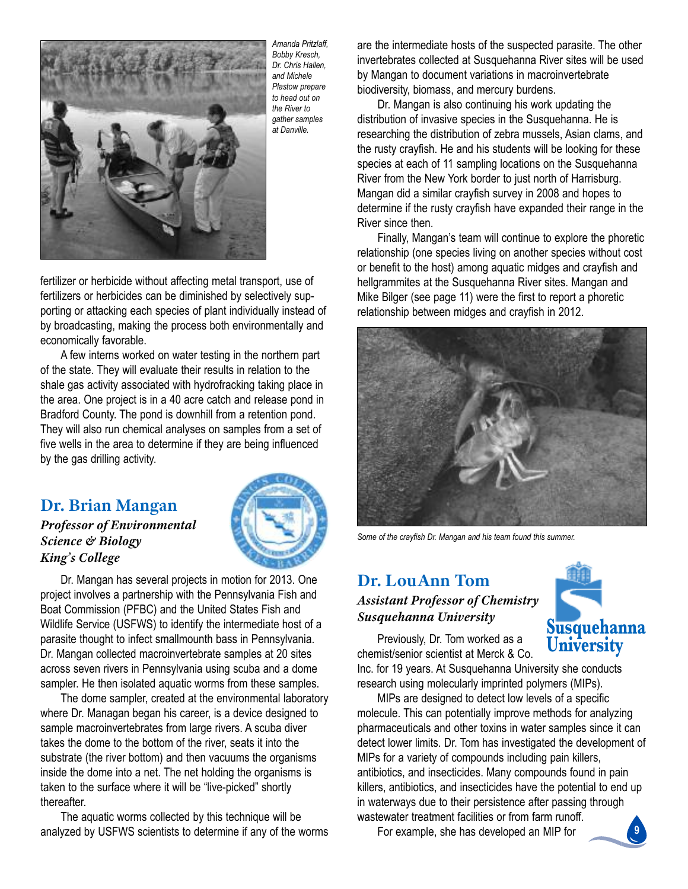*Amanda Pritzlaff, Bobby Kresch, Dr. Chris Hallen, and Michele Plastow prepare to head out on the River to gather samples at Danville.*

fertilizer or herbicide without affecting metal transport, use of fertilizers or herbicides can be diminished by selectively supporting or attacking each species of plant individually instead of by broadcasting, making the process both environmentally and economically favorable.

A few interns worked on water testing in the northern part of the state. They will evaluate their results in relation to the shale gas activity associated with hydrofracking taking place in the area. One project is in a 40 acre catch and release pond in Bradford County. The pond is downhill from a retention pond. They will also run chemical analyses on samples from a set of five wells in the area to determine if they are being influenced by the gas drilling activity.

## Dr. Brian Mangan

***Professor of Environmental Science & Biology***
***King's College***

Dr. Mangan has several projects in motion for 2013. One project involves a partnership with the Pennsylvania Fish and Boat Commission (PFBC) and the United States Fish and Wildlife Service (USFWS) to identify the intermediate host of a parasite thought to infect smallmouth bass in Pennsylvania. Dr. Mangan collected macroinvertebrate samples at 20 sites across seven rivers in Pennsylvania using scuba and a dome sampler. He then isolated aquatic worms from these samples.

The dome sampler, created at the environmental laboratory where Dr. Managan began his career, is a device designed to sample macroinvertebrates from large rivers. A scuba diver takes the dome to the bottom of the river, seats it into the substrate (the river bottom) and then vacuums the organisms inside the dome into a net. The net holding the organisms is taken to the surface where it will be "live-picked" shortly thereafter.

The aquatic worms collected by this technique will be analyzed by USFWS scientists to determine if any of the worms are the intermediate hosts of the suspected parasite. The other invertebrates collected at Susquehanna River sites will be used by Mangan to document variations in macroinvertebrate biodiversity, biomass, and mercury burdens.

Dr. Mangan is also continuing his work updating the distribution of invasive species in the Susquehanna. He is researching the distribution of zebra mussels, Asian clams, and the rusty crayfish. He and his students will be looking for these species at each of 11 sampling locations on the Susquehanna River from the New York border to just north of Harrisburg. Mangan did a similar crayfish survey in 2008 and hopes to determine if the rusty crayfish have expanded their range in the River since then.

Finally, Mangan's team will continue to explore the phoretic relationship (one species living on another species without cost or benefit to the host) among aquatic midges and crayfish and hellgrammites at the Susquehanna River sites. Mangan and Mike Bilger (see page 11) were the first to report a phoretic relationship between midges and crayfish in 2012.

*Some of the crayfish Dr. Mangan and his team found this summer.*

## Dr. LouAnn Tom

***Assistant Professor of Chemistry***
***Susquehanna University***

Previously, Dr. Tom worked as a chemist/senior scientist at Merck & Co. Inc. for 19 years. At Susquehanna University she conducts research using molecularly imprinted polymers (MIPs).

MIPs are designed to detect low levels of a specific molecule. This can potentially improve methods for analyzing pharmaceuticals and other toxins in water samples since it can detect lower limits. Dr. Tom has investigated the development of MIPs for a variety of compounds including pain killers, antibiotics, and insecticides. Many compounds found in pain killers, antibiotics, and insecticides have the potential to end up in waterways due to their persistence after passing through wastewater treatment facilities or from farm runoff.

For example, she has developed an MIP for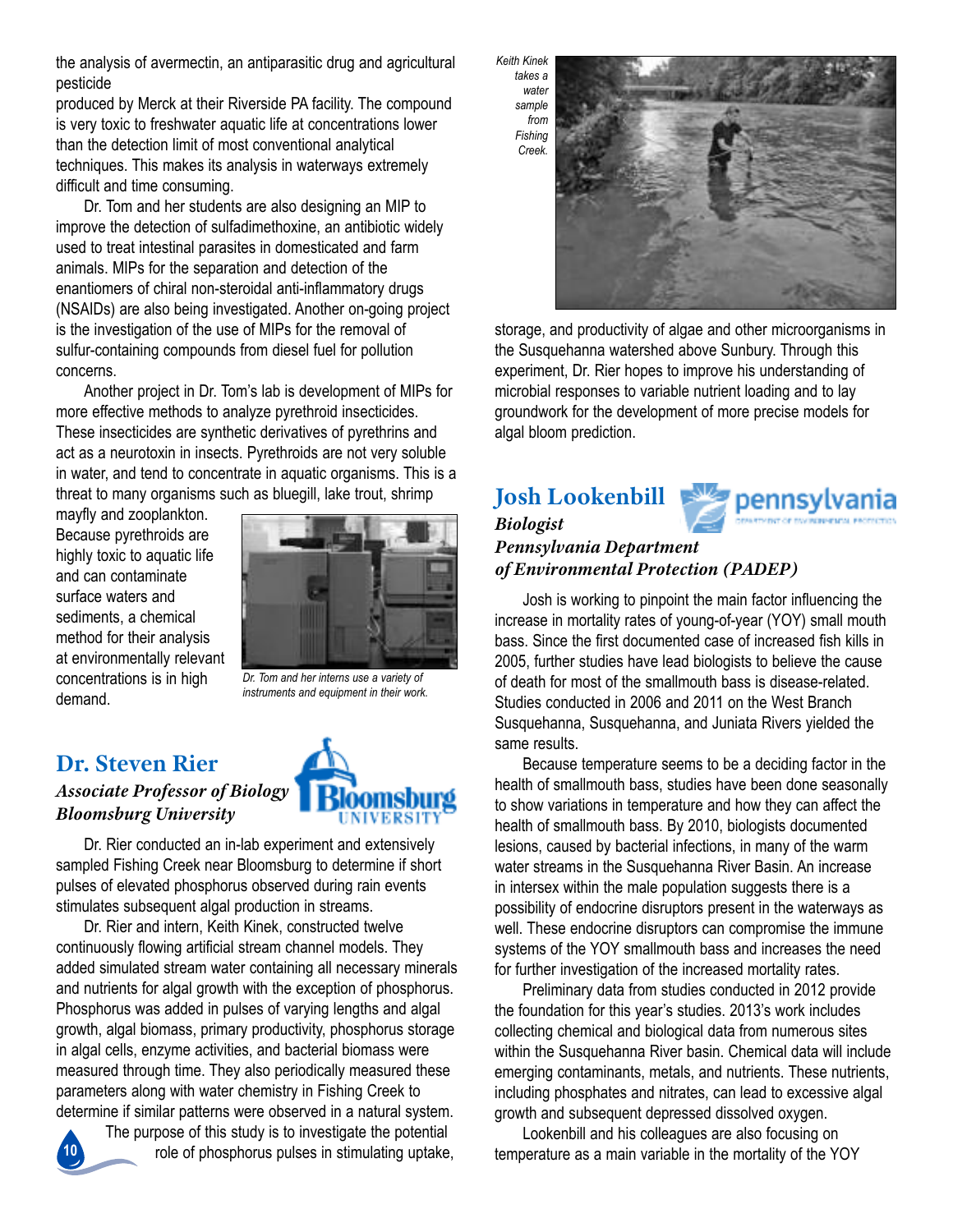the analysis of avermectin, an antiparasitic drug and agricultural pesticide produced by Merck at their Riverside PA facility. The compound is very toxic to freshwater aquatic life at concentrations lower than the detection limit of most conventional analytical techniques. This makes its analysis in waterways extremely difficult and time consuming.

Dr. Tom and her students are also designing an MIP to improve the detection of sulfadimethoxine, an antibiotic widely used to treat intestinal parasites in domesticated and farm animals. MIPs for the separation and detection of the enantiomers of chiral non-steroidal anti-inflammatory drugs (NSAIDs) are also being investigated. Another on-going project is the investigation of the use of MIPs for the removal of sulfur-containing compounds from diesel fuel for pollution concerns.

Another project in Dr. Tom's lab is development of MIPs for more effective methods to analyze pyrethroid insecticides. These insecticides are synthetic derivatives of pyrethrins and act as a neurotoxin in insects. Pyrethroids are not very soluble in water, and tend to concentrate in aquatic organisms. This is a threat to many organisms such as bluegill, lake trout, shrimp mayfly and zooplankton. Because pyrethroids are highly toxic to aquatic life and can contaminate surface waters and sediments, a chemical method for their analysis at environmentally relevant concentrations is in high demand.

*Dr. Tom and her interns use a variety of instruments and equipment in their work.*

## Dr. Steven Rier

***Associate Professor of Biology***
***Bloomsburg University***

Dr. Rier conducted an in-lab experiment and extensively sampled Fishing Creek near Bloomsburg to determine if short pulses of elevated phosphorus observed during rain events stimulates subsequent algal production in streams.

Dr. Rier and intern, Keith Kinek, constructed twelve continuously flowing artificial stream channel models. They added simulated stream water containing all necessary minerals and nutrients for algal growth with the exception of phosphorus. Phosphorus was added in pulses of varying lengths and algal growth, algal biomass, primary productivity, phosphorus storage in algal cells, enzyme activities, and bacterial biomass were measured through time. They also periodically measured these parameters along with water chemistry in Fishing Creek to determine if similar patterns were observed in a natural system.

The purpose of this study is to investigate the potential role of phosphorus pulses in stimulating uptake, storage, and productivity of algae and other microorganisms in the Susquehanna watershed above Sunbury. Through this experiment, Dr. Rier hopes to improve his understanding of microbial responses to variable nutrient loading and to lay groundwork for the development of more precise models for algal bloom prediction.

*Keith Kinek takes a water sample from Fishing Creek.*

## Josh Lookenbill

***Biologist***
***Pennsylvania Department of Environmental Protection (PADEP)***

Josh is working to pinpoint the main factor influencing the increase in mortality rates of young-of-year (YOY) small mouth bass. Since the first documented case of increased fish kills in 2005, further studies have lead biologists to believe the cause of death for most of the smallmouth bass is disease-related. Studies conducted in 2006 and 2011 on the West Branch Susquehanna, Susquehanna, and Juniata Rivers yielded the same results.

Because temperature seems to be a deciding factor in the health of smallmouth bass, studies have been done seasonally to show variations in temperature and how they can affect the health of smallmouth bass. By 2010, biologists documented lesions, caused by bacterial infections, in many of the warm water streams in the Susquehanna River Basin. An increase in intersex within the male population suggests there is a possibility of endocrine disruptors present in the waterways as well. These endocrine disruptors can compromise the immune systems of the YOY smallmouth bass and increases the need for further investigation of the increased mortality rates.

Preliminary data from studies conducted in 2012 provide the foundation for this year's studies. 2013's work includes collecting chemical and biological data from numerous sites within the Susquehanna River basin. Chemical data will include emerging contaminants, metals, and nutrients. These nutrients, including phosphates and nitrates, can lead to excessive algal growth and subsequent depressed dissolved oxygen.

Lookenbill and his colleagues are also focusing on temperature as a main variable in the mortality of the YOY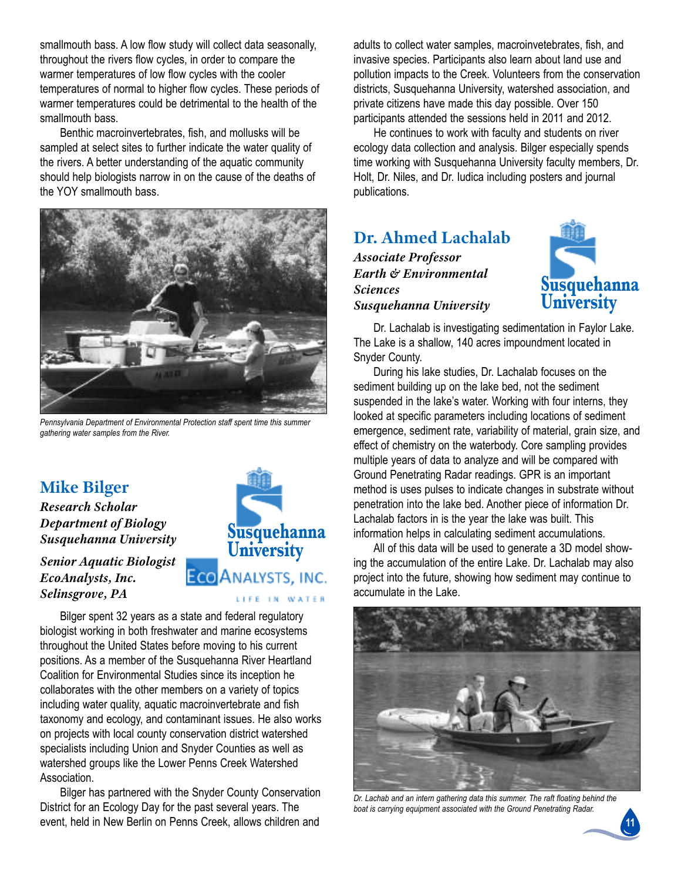smallmouth bass. A low flow study will collect data seasonally, throughout the rivers flow cycles, in order to compare the warmer temperatures of low flow cycles with the cooler temperatures of normal to higher flow cycles. These periods of warmer temperatures could be detrimental to the health of the smallmouth bass.

Benthic macroinvertebrates, fish, and mollusks will be sampled at select sites to further indicate the water quality of the rivers. A better understanding of the aquatic community should help biologists narrow in on the cause of the deaths of the YOY smallmouth bass.

*Pennsylvania Department of Environmental Protection staff spent time this summer gathering water samples from the River.*

## Mike Bilger

***Research Scholar***
***Department of Biology***
***Susquehanna University***

***Senior Aquatic Biologist***
***EcoAnalysts, Inc.***
***Selinsgrove, PA***

Bilger spent 32 years as a state and federal regulatory biologist working in both freshwater and marine ecosystems throughout the United States before moving to his current positions. As a member of the Susquehanna River Heartland Coalition for Environmental Studies since its inception he collaborates with the other members on a variety of topics including water quality, aquatic macroinvertebrate and fish taxonomy and ecology, and contaminant issues. He also works on projects with local county conservation district watershed specialists including Union and Snyder Counties as well as watershed groups like the Lower Penns Creek Watershed Association.

Bilger has partnered with the Snyder County Conservation District for an Ecology Day for the past several years. The event, held in New Berlin on Penns Creek, allows children and adults to collect water samples, macroinvetebrates, fish, and invasive species. Participants also learn about land use and pollution impacts to the Creek. Volunteers from the conservation districts, Susquehanna University, watershed association, and private citizens have made this day possible. Over 150 participants attended the sessions held in 2011 and 2012.

He continues to work with faculty and students on river ecology data collection and analysis. Bilger especially spends time working with Susquehanna University faculty members, Dr. Holt, Dr. Niles, and Dr. Iudica including posters and journal publications.

## Dr. Ahmed Lachalab

***Associate Professor***
***Earth & Environmental Sciences***
***Susquehanna University***

Dr. Lachalab is investigating sedimentation in Faylor Lake. The Lake is a shallow, 140 acres impoundment located in Snyder County.

During his lake studies, Dr. Lachalab focuses on the sediment building up on the lake bed, not the sediment suspended in the lake's water. Working with four interns, they looked at specific parameters including locations of sediment emergence, sediment rate, variability of material, grain size, and effect of chemistry on the waterbody. Core sampling provides multiple years of data to analyze and will be compared with Ground Penetrating Radar readings. GPR is an important method is uses pulses to indicate changes in substrate without penetration into the lake bed. Another piece of information Dr. Lachalab factors in is the year the lake was built. This information helps in calculating sediment accumulations.

All of this data will be used to generate a 3D model showing the accumulation of the entire Lake. Dr. Lachalab may also project into the future, showing how sediment may continue to accumulate in the Lake.

*Dr. Lachab and an intern gathering data this summer. The raft floating behind the boat is carrying equipment associated with the Ground Penetrating Radar.*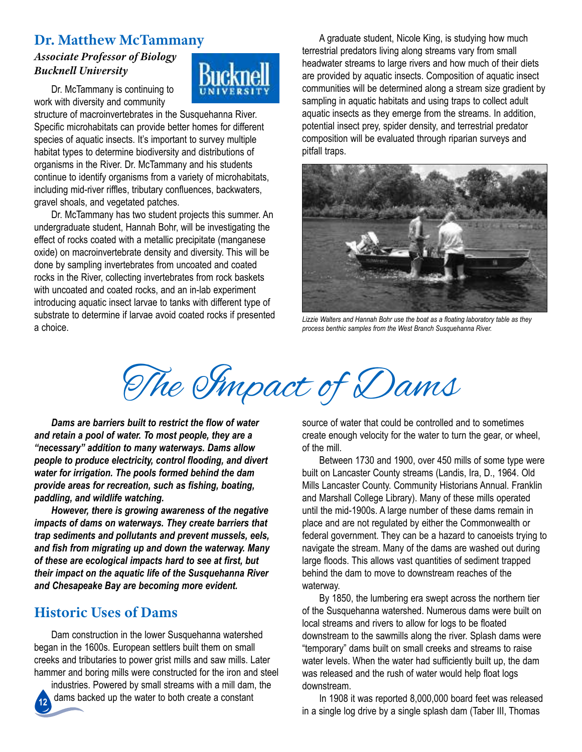## Dr. Matthew McTammany

***Associate Professor of Biology***
***Bucknell University***

Dr. McTammany is continuing to work with diversity and community structure of macroinvertebrates in the Susquehanna River. Specific microhabitats can provide better homes for different species of aquatic insects. It's important to survey multiple habitat types to determine biodiversity and distributions of organisms in the River. Dr. McTammany and his students continue to identify organisms from a variety of microhabitats, including mid-river riffles, tributary confluences, backwaters, gravel shoals, and vegetated patches.

Dr. McTammany has two student projects this summer. An undergraduate student, Hannah Bohr, will be investigating the effect of rocks coated with a metallic precipitate (manganese oxide) on macroinvertebrate density and diversity. This will be done by sampling invertebrates from uncoated and coated rocks in the River, collecting invertebrates from rock baskets with uncoated and coated rocks, and an in-lab experiment introducing aquatic insect larvae to tanks with different type of substrate to determine if larvae avoid coated rocks if presented a choice.

A graduate student, Nicole King, is studying how much terrestrial predators living along streams vary from small headwater streams to large rivers and how much of their diets are provided by aquatic insects. Composition of aquatic insect communities will be determined along a stream size gradient by sampling in aquatic habitats and using traps to collect adult aquatic insects as they emerge from the streams. In addition, potential insect prey, spider density, and terrestrial predator composition will be evaluated through riparian surveys and pitfall traps.

*Lizzie Walters and Hannah Bohr use the boat as a floating laboratory table as they process benthic samples from the West Branch Susquehanna River.*

# The Impact of Dams

***Dams are barriers built to restrict the flow of water and retain a pool of water. To most people, they are a "necessary" addition to many waterways. Dams allow people to produce electricity, control flooding, and divert water for irrigation. The pools formed behind the dam provide areas for recreation, such as fishing, boating, paddling, and wildlife watching.***

***However, there is growing awareness of the negative impacts of dams on waterways. They create barriers that trap sediments and pollutants and prevent mussels, eels, and fish from migrating up and down the waterway. Many of these are ecological impacts hard to see at first, but their impact on the aquatic life of the Susquehanna River and Chesapeake Bay are becoming more evident.***

## Historic Uses of Dams

Dam construction in the lower Susquehanna watershed began in the 1600s. European settlers built them on small creeks and tributaries to power grist mills and saw mills. Later hammer and boring mills were constructed for the iron and steel industries. Powered by small streams with a mill dam, the dams backed up the water to both create a constant source of water that could be controlled and to sometimes create enough velocity for the water to turn the gear, or wheel, of the mill.

Between 1730 and 1900, over 450 mills of some type were built on Lancaster County streams (Landis, Ira, D., 1964. Old Mills Lancaster County. Community Historians Annual. Franklin and Marshall College Library). Many of these mills operated until the mid-1900s. A large number of these dams remain in place and are not regulated by either the Commonwealth or federal government. They can be a hazard to canoeists trying to navigate the stream. Many of the dams are washed out during large floods. This allows vast quantities of sediment trapped behind the dam to move to downstream reaches of the waterway.

By 1850, the lumbering era swept across the northern tier of the Susquehanna watershed. Numerous dams were built on local streams and rivers to allow for logs to be floated downstream to the sawmills along the river. Splash dams were "temporary" dams built on small creeks and streams to raise water levels. When the water had sufficiently built up, the dam was released and the rush of water would help float logs downstream.

In 1908 it was reported 8,000,000 board feet was released in a single log drive by a single splash dam (Taber III, Thomas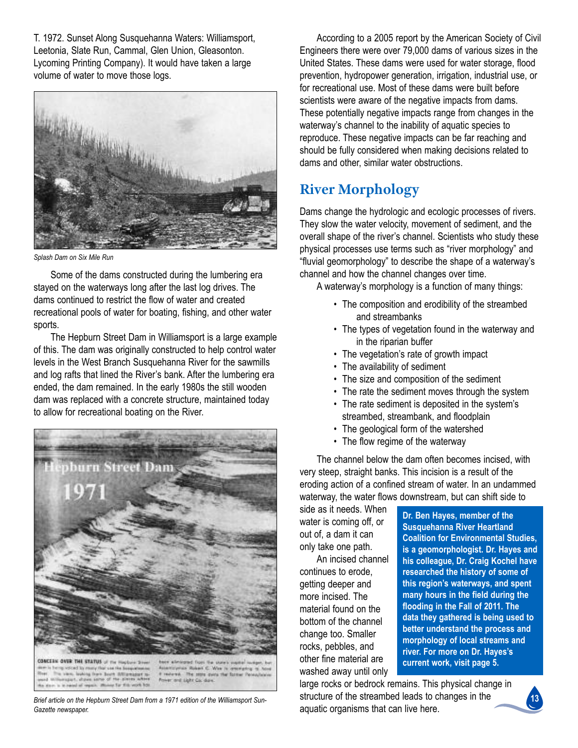T. 1972. Sunset Along Susquehanna Waters: Williamsport, Leetonia, Slate Run, Cammal, Glen Union, Gleasonton. Lycoming Printing Company). It would have taken a large volume of water to move those logs.

*Splash Dam on Six Mile Run*

Some of the dams constructed during the lumbering era stayed on the waterways long after the last log drives. The dams continued to restrict the flow of water and created recreational pools of water for boating, fishing, and other water sports.

The Hepburn Street Dam in Williamsport is a large example of this. The dam was originally constructed to help control water levels in the West Branch Susquehanna River for the sawmills and log rafts that lined the River's bank. After the lumbering era ended, the dam remained. In the early 1980s the still wooden dam was replaced with a concrete structure, maintained today to allow for recreational boating on the River.

*Brief article on the Hepburn Street Dam from a 1971 edition of the Williamsport Sun-Gazette newspaper.*

According to a 2005 report by the American Society of Civil Engineers there were over 79,000 dams of various sizes in the United States. These dams were used for water storage, flood prevention, hydropower generation, irrigation, industrial use, or for recreational use. Most of these dams were built before scientists were aware of the negative impacts from dams. These potentially negative impacts range from changes in the waterway's channel to the inability of aquatic species to reproduce. These negative impacts can be far reaching and should be fully considered when making decisions related to dams and other, similar water obstructions.

## River Morphology

Dams change the hydrologic and ecologic processes of rivers. They slow the water velocity, movement of sediment, and the overall shape of the river's channel. Scientists who study these physical processes use terms such as "river morphology" and "fluvial geomorphology" to describe the shape of a waterway's channel and how the channel changes over time.

A waterway's morphology is a function of many things:

- The composition and erodibility of the streambed and streambanks
- The types of vegetation found in the waterway and in the riparian buffer
- The vegetation's rate of growth impact
- The availability of sediment
- The size and composition of the sediment
- The rate the sediment moves through the system
- The rate sediment is deposited in the system's streambed, streambank, and floodplain
- The geological form of the watershed
- The flow regime of the waterway

The channel below the dam often becomes incised, with very steep, straight banks. This incision is a result of the eroding action of a confined stream of water. In an undammed waterway, the water flows downstream, but can shift side to side as it needs. When water is coming off, or out of, a dam it can only take one path.

An incised channel continues to erode, getting deeper and more incised. The material found on the bottom of the channel change too. Smaller rocks, pebbles, and other fine material are washed away until only large rocks or bedrock remains. This physical change in structure of the streambed leads to changes in the aquatic organisms that can live here.

**Dr. Ben Hayes, member of the Susquehanna River Heartland Coalition for Environmental Studies, is a geomorphologist. Dr. Hayes and his colleague, Dr. Craig Kochel have researched the history of some of this region's waterways, and spent many hours in the field during the flooding in the Fall of 2011. The data they gathered is being used to better understand the process and morphology of local streams and river. For more on Dr. Hayes's current work, visit page 5.**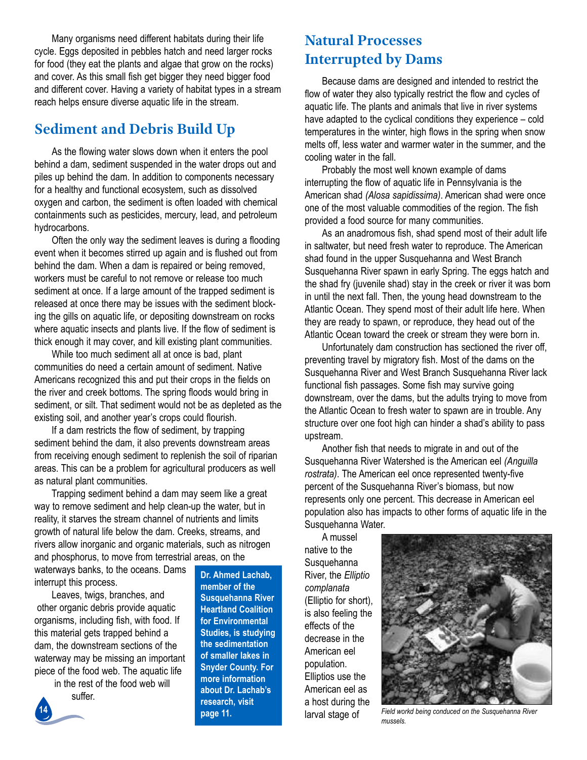Many organisms need different habitats during their life cycle. Eggs deposited in pebbles hatch and need larger rocks for food (they eat the plants and algae that grow on the rocks) and cover. As this small fish get bigger they need bigger food and different cover. Having a variety of habitat types in a stream reach helps ensure diverse aquatic life in the stream.

## Sediment and Debris Build Up

As the flowing water slows down when it enters the pool behind a dam, sediment suspended in the water drops out and piles up behind the dam. In addition to components necessary for a healthy and functional ecosystem, such as dissolved oxygen and carbon, the sediment is often loaded with chemical containments such as pesticides, mercury, lead, and petroleum hydrocarbons.

Often the only way the sediment leaves is during a flooding event when it becomes stirred up again and is flushed out from behind the dam. When a dam is repaired or being removed, workers must be careful to not remove or release too much sediment at once. If a large amount of the trapped sediment is released at once there may be issues with the sediment blocking the gills on aquatic life, or depositing downstream on rocks where aquatic insects and plants live. If the flow of sediment is thick enough it may cover, and kill existing plant communities.

While too much sediment all at once is bad, plant communities do need a certain amount of sediment. Native Americans recognized this and put their crops in the fields on the river and creek bottoms. The spring floods would bring in sediment, or silt. That sediment would not be as depleted as the existing soil, and another year's crops could flourish.

If a dam restricts the flow of sediment, by trapping sediment behind the dam, it also prevents downstream areas from receiving enough sediment to replenish the soil of riparian areas. This can be a problem for agricultural producers as well as natural plant communities.

Trapping sediment behind a dam may seem like a great way to remove sediment and help clean-up the water, but in reality, it starves the stream channel of nutrients and limits growth of natural life below the dam. Creeks, streams, and rivers allow inorganic and organic materials, such as nitrogen and phosphorus, to move from terrestrial areas, on the waterways banks, to the oceans. Dams interrupt this process.

Leaves, twigs, branches, and other organic debris provide aquatic organisms, including fish, with food. If this material gets trapped behind a dam, the downstream sections of the waterway may be missing an important piece of the food web. The aquatic life in the rest of the food web will suffer.

**Dr. Ahmed Lachab, member of the Susquehanna River Heartland Coalition for Environmental Studies, is studying the sedimentation of smaller lakes in Snyder County. For more information about Dr. Lachab's research, visit page 11.**

## Natural Processes Interrupted by Dams

Because dams are designed and intended to restrict the flow of water they also typically restrict the flow and cycles of aquatic life. The plants and animals that live in river systems have adapted to the cyclical conditions they experience – cold temperatures in the winter, high flows in the spring when snow melts off, less water and warmer water in the summer, and the cooling water in the fall.

Probably the most well known example of dams interrupting the flow of aquatic life in Pennsylvania is the American shad *(Alosa sapidissima)*. American shad were once one of the most valuable commodities of the region. The fish provided a food source for many communities.

As an anadromous fish, shad spend most of their adult life in saltwater, but need fresh water to reproduce. The American shad found in the upper Susquehanna and West Branch Susquehanna River spawn in early Spring. The eggs hatch and the shad fry (juvenile shad) stay in the creek or river it was born in until the next fall. Then, the young head downstream to the Atlantic Ocean. They spend most of their adult life here. When they are ready to spawn, or reproduce, they head out of the Atlantic Ocean toward the creek or stream they were born in.

Unfortunately dam construction has sectioned the river off, preventing travel by migratory fish. Most of the dams on the Susquehanna River and West Branch Susquehanna River lack functional fish passages. Some fish may survive going downstream, over the dams, but the adults trying to move from the Atlantic Ocean to fresh water to spawn are in trouble. Any structure over one foot high can hinder a shad's ability to pass upstream.

Another fish that needs to migrate in and out of the Susquehanna River Watershed is the American eel *(Anguilla rostrata)*. The American eel once represented twenty-five percent of the Susquehanna River's biomass, but now represents only one percent. This decrease in American eel population also has impacts to other forms of aquatic life in the Susquehanna Water.

A mussel native to the Susquehanna River, the *Elliptio complanata* (Elliptio for short), is also feeling the effects of the decrease in the American eel population. Elliptios use the American eel as a host during the larval stage of

*Field workd being conduced on the Susquehanna River mussels.*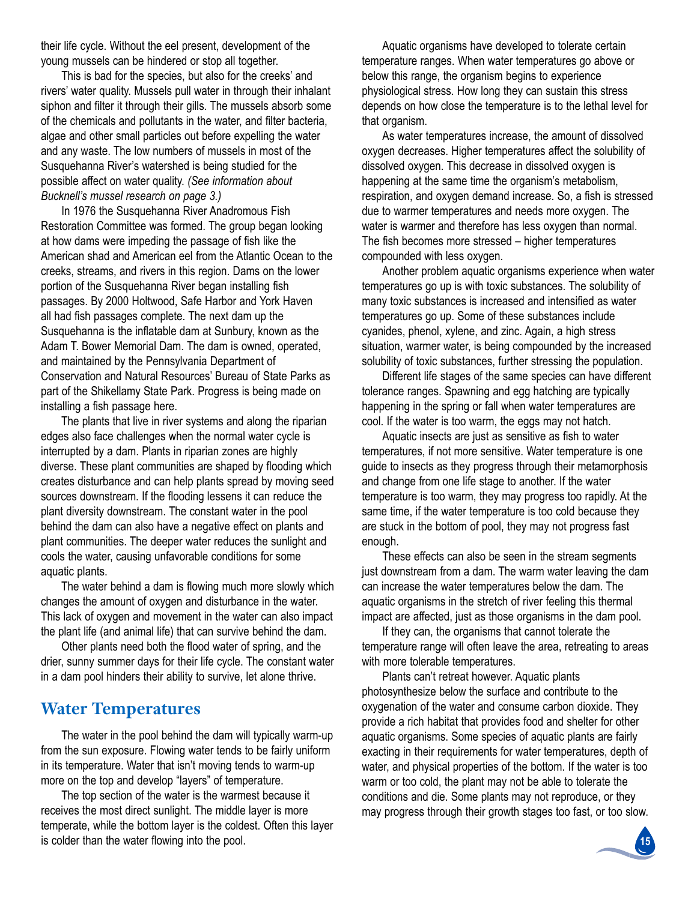their life cycle. Without the eel present, development of the young mussels can be hindered or stop all together.

This is bad for the species, but also for the creeks' and rivers' water quality. Mussels pull water in through their inhalant siphon and filter it through their gills. The mussels absorb some of the chemicals and pollutants in the water, and filter bacteria, algae and other small particles out before expelling the water and any waste. The low numbers of mussels in most of the Susquehanna River's watershed is being studied for the possible affect on water quality. *(See information about Bucknell's mussel research on page 3.)*

In 1976 the Susquehanna River Anadromous Fish Restoration Committee was formed. The group began looking at how dams were impeding the passage of fish like the American shad and American eel from the Atlantic Ocean to the creeks, streams, and rivers in this region. Dams on the lower portion of the Susquehanna River began installing fish passages. By 2000 Holtwood, Safe Harbor and York Haven all had fish passages complete. The next dam up the Susquehanna is the inflatable dam at Sunbury, known as the Adam T. Bower Memorial Dam. The dam is owned, operated, and maintained by the Pennsylvania Department of Conservation and Natural Resources' Bureau of State Parks as part of the Shikellamy State Park. Progress is being made on installing a fish passage here.

The plants that live in river systems and along the riparian edges also face challenges when the normal water cycle is interrupted by a dam. Plants in riparian zones are highly diverse. These plant communities are shaped by flooding which creates disturbance and can help plants spread by moving seed sources downstream. If the flooding lessens it can reduce the plant diversity downstream. The constant water in the pool behind the dam can also have a negative effect on plants and plant communities. The deeper water reduces the sunlight and cools the water, causing unfavorable conditions for some aquatic plants.

The water behind a dam is flowing much more slowly which changes the amount of oxygen and disturbance in the water. This lack of oxygen and movement in the water can also impact the plant life (and animal life) that can survive behind the dam.

Other plants need both the flood water of spring, and the drier, sunny summer days for their life cycle. The constant water in a dam pool hinders their ability to survive, let alone thrive.

## Water Temperatures

The water in the pool behind the dam will typically warm-up from the sun exposure. Flowing water tends to be fairly uniform in its temperature. Water that isn't moving tends to warm-up more on the top and develop "layers" of temperature.

The top section of the water is the warmest because it receives the most direct sunlight. The middle layer is more temperate, while the bottom layer is the coldest. Often this layer is colder than the water flowing into the pool.

Aquatic organisms have developed to tolerate certain temperature ranges. When water temperatures go above or below this range, the organism begins to experience physiological stress. How long they can sustain this stress depends on how close the temperature is to the lethal level for that organism.

As water temperatures increase, the amount of dissolved oxygen decreases. Higher temperatures affect the solubility of dissolved oxygen. This decrease in dissolved oxygen is happening at the same time the organism's metabolism, respiration, and oxygen demand increase. So, a fish is stressed due to warmer temperatures and needs more oxygen. The water is warmer and therefore has less oxygen than normal. The fish becomes more stressed – higher temperatures compounded with less oxygen.

Another problem aquatic organisms experience when water temperatures go up is with toxic substances. The solubility of many toxic substances is increased and intensified as water temperatures go up. Some of these substances include cyanides, phenol, xylene, and zinc. Again, a high stress situation, warmer water, is being compounded by the increased solubility of toxic substances, further stressing the population.

Different life stages of the same species can have different tolerance ranges. Spawning and egg hatching are typically happening in the spring or fall when water temperatures are cool. If the water is too warm, the eggs may not hatch.

Aquatic insects are just as sensitive as fish to water temperatures, if not more sensitive. Water temperature is one guide to insects as they progress through their metamorphosis and change from one life stage to another. If the water temperature is too warm, they may progress too rapidly. At the same time, if the water temperature is too cold because they are stuck in the bottom of pool, they may not progress fast enough.

These effects can also be seen in the stream segments just downstream from a dam. The warm water leaving the dam can increase the water temperatures below the dam. The aquatic organisms in the stretch of river feeling this thermal impact are affected, just as those organisms in the dam pool.

If they can, the organisms that cannot tolerate the temperature range will often leave the area, retreating to areas with more tolerable temperatures.

Plants can't retreat however. Aquatic plants photosynthesize below the surface and contribute to the oxygenation of the water and consume carbon dioxide. They provide a rich habitat that provides food and shelter for other aquatic organisms. Some species of aquatic plants are fairly exacting in their requirements for water temperatures, depth of water, and physical properties of the bottom. If the water is too warm or too cold, the plant may not be able to tolerate the conditions and die. Some plants may not reproduce, or they may progress through their growth stages too fast, or too slow.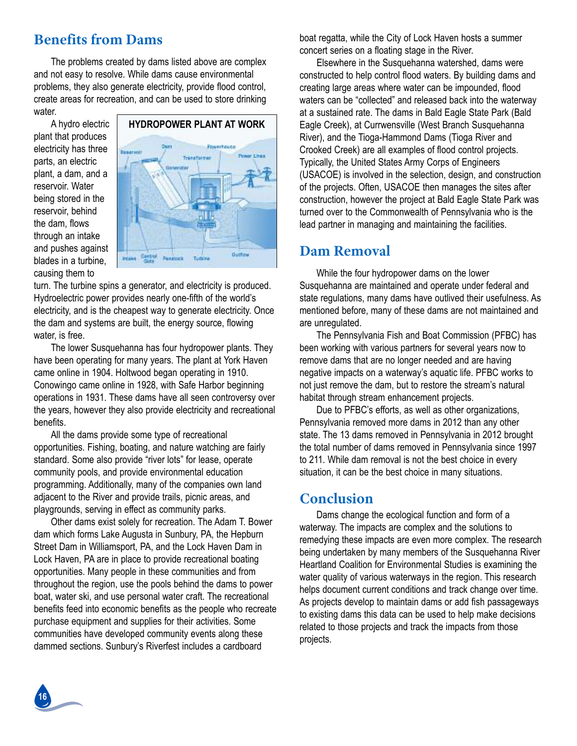## Benefits from Dams

The problems created by dams listed above are complex and not easy to resolve. While dams cause environmental problems, they also generate electricity, provide flood control, create areas for recreation, and can be used to store drinking water.

A hydro electric plant that produces electricity has three parts, an electric plant, a dam, and a reservoir. Water being stored in the reservoir, behind the dam, flows through an intake and pushes against blades in a turbine, causing them to turn. The turbine spins a generator, and electricity is produced. Hydroelectric power provides nearly one-fifth of the world's electricity, and is the cheapest way to generate electricity. Once the dam and systems are built, the energy source, flowing water, is free.

**HYDROPOWER PLANT AT WORK**

The lower Susquehanna has four hydropower plants. They have been operating for many years. The plant at York Haven came online in 1904. Holtwood began operating in 1910. Conowingo came online in 1928, with Safe Harbor beginning operations in 1931. These dams have all seen controversy over the years, however they also provide electricity and recreational benefits.

All the dams provide some type of recreational opportunities. Fishing, boating, and nature watching are fairly standard. Some also provide "river lots" for lease, operate community pools, and provide environmental education programming. Additionally, many of the companies own land adjacent to the River and provide trails, picnic areas, and playgrounds, serving in effect as community parks.

Other dams exist solely for recreation. The Adam T. Bower dam which forms Lake Augusta in Sunbury, PA, the Hepburn Street Dam in Williamsport, PA, and the Lock Haven Dam in Lock Haven, PA are in place to provide recreational boating opportunities. Many people in these communities and from throughout the region, use the pools behind the dams to power boat, water ski, and use personal water craft. The recreational benefits feed into economic benefits as the people who recreate purchase equipment and supplies for their activities. Some communities have developed community events along these dammed sections. Sunbury's Riverfest includes a cardboard boat regatta, while the City of Lock Haven hosts a summer concert series on a floating stage in the River.

Elsewhere in the Susquehanna watershed, dams were constructed to help control flood waters. By building dams and creating large areas where water can be impounded, flood waters can be "collected" and released back into the waterway at a sustained rate. The dams in Bald Eagle State Park (Bald Eagle Creek), at Currwensville (West Branch Susquehanna River), and the Tioga-Hammond Dams (Tioga River and Crooked Creek) are all examples of flood control projects. Typically, the United States Army Corps of Engineers (USACOE) is involved in the selection, design, and construction of the projects. Often, USACOE then manages the sites after construction, however the project at Bald Eagle State Park was turned over to the Commonwealth of Pennsylvania who is the lead partner in managing and maintaining the facilities.

## Dam Removal

While the four hydropower dams on the lower Susquehanna are maintained and operate under federal and state regulations, many dams have outlived their usefulness. As mentioned before, many of these dams are not maintained and are unregulated.

The Pennsylvania Fish and Boat Commission (PFBC) has been working with various partners for several years now to remove dams that are no longer needed and are having negative impacts on a waterway's aquatic life. PFBC works to not just remove the dam, but to restore the stream's natural habitat through stream enhancement projects.

Due to PFBC's efforts, as well as other organizations, Pennsylvania removed more dams in 2012 than any other state. The 13 dams removed in Pennsylvania in 2012 brought the total number of dams removed in Pennsylvania since 1997 to 211. While dam removal is not the best choice in every situation, it can be the best choice in many situations.

## Conclusion

Dams change the ecological function and form of a waterway. The impacts are complex and the solutions to remedying these impacts are even more complex. The research being undertaken by many members of the Susquehanna River Heartland Coalition for Environmental Studies is examining the water quality of various waterways in the region. This research helps document current conditions and track change over time. As projects develop to maintain dams or add fish passageways to existing dams this data can be used to help make decisions related to those projects and track the impacts from those projects.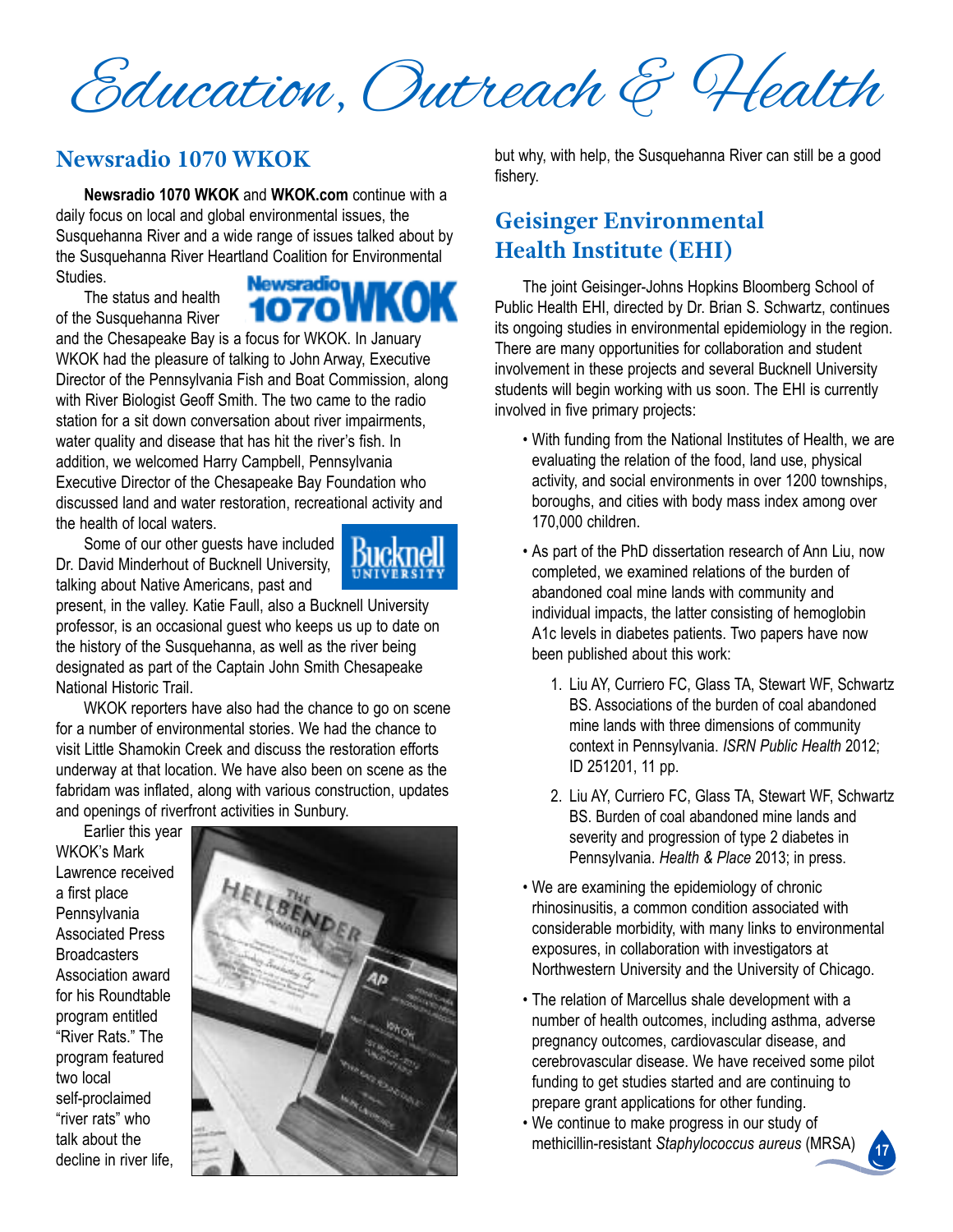# Education, Outreach & Health

## Newsradio 1070 WKOK

**Newsradio 1070 WKOK** and **WKOK.com** continue with a daily focus on local and global environmental issues, the Susquehanna River and a wide range of issues talked about by the Susquehanna River Heartland Coalition for Environmental Studies.

The status and health of the Susquehanna River and the Chesapeake Bay is a focus for WKOK. In January WKOK had the pleasure of talking to John Arway, Executive Director of the Pennsylvania Fish and Boat Commission, along with River Biologist Geoff Smith. The two came to the radio station for a sit down conversation about river impairments, water quality and disease that has hit the river's fish. In addition, we welcomed Harry Campbell, Pennsylvania Executive Director of the Chesapeake Bay Foundation who discussed land and water restoration, recreational activity and the health of local waters.

Some of our other guests have included Dr. David Minderhout of Bucknell University, talking about Native Americans, past and present, in the valley. Katie Faull, also a Bucknell University professor, is an occasional guest who keeps us up to date on the history of the Susquehanna, as well as the river being designated as part of the Captain John Smith Chesapeake National Historic Trail.

WKOK reporters have also had the chance to go on scene for a number of environmental stories. We had the chance to visit Little Shamokin Creek and discuss the restoration efforts underway at that location. We have also been on scene as the fabridam was inflated, along with various construction, updates and openings of riverfront activities in Sunbury.

Earlier this year WKOK's Mark Lawrence received a first place Pennsylvania Associated Press Broadcasters Association award for his Roundtable program entitled "River Rats." The program featured two local self-proclaimed "river rats" who talk about the decline in river life, but why, with help, the Susquehanna River can still be a good fishery.

## Geisinger Environmental Health Institute (EHI)

The joint Geisinger-Johns Hopkins Bloomberg School of Public Health EHI, directed by Dr. Brian S. Schwartz, continues its ongoing studies in environmental epidemiology in the region. There are many opportunities for collaboration and student involvement in these projects and several Bucknell University students will begin working with us soon. The EHI is currently involved in five primary projects:

- With funding from the National Institutes of Health, we are evaluating the relation of the food, land use, physical activity, and social environments in over 1200 townships, boroughs, and cities with body mass index among over 170,000 children.
- As part of the PhD dissertation research of Ann Liu, now completed, we examined relations of the burden of abandoned coal mine lands with community and individual impacts, the latter consisting of hemoglobin A1c levels in diabetes patients. Two papers have now been published about this work:
  1. Liu AY, Curriero FC, Glass TA, Stewart WF, Schwartz BS. Associations of the burden of coal abandoned mine lands with three dimensions of community context in Pennsylvania. *ISRN Public Health* 2012; ID 251201, 11 pp.
  2. Liu AY, Curriero FC, Glass TA, Stewart WF, Schwartz BS. Burden of coal abandoned mine lands and severity and progression of type 2 diabetes in Pennsylvania. *Health & Place* 2013; in press.
- We are examining the epidemiology of chronic rhinosinusitis, a common condition associated with considerable morbidity, with many links to environmental exposures, in collaboration with investigators at Northwestern University and the University of Chicago.
- The relation of Marcellus shale development with a number of health outcomes, including asthma, adverse pregnancy outcomes, cardiovascular disease, and cerebrovascular disease. We have received some pilot funding to get studies started and are continuing to prepare grant applications for other funding.
- We continue to make progress in our study of methicillin-resistant *Staphylococcus aureus* (MRSA)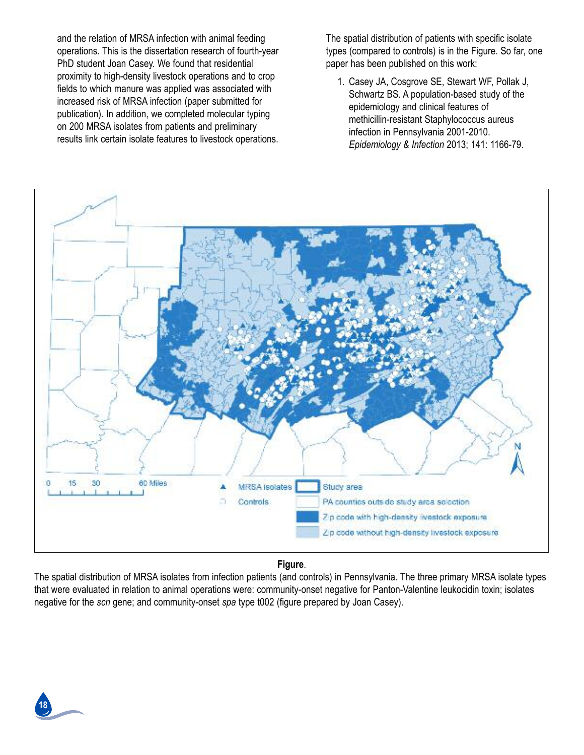and the relation of MRSA infection with animal feeding operations. This is the dissertation research of fourth-year PhD student Joan Casey. We found that residential proximity to high-density livestock operations and to crop fields to which manure was applied was associated with increased risk of MRSA infection (paper submitted for publication). In addition, we completed molecular typing on 200 MRSA isolates from patients and preliminary results link certain isolate features to livestock operations.

The spatial distribution of patients with specific isolate types (compared to controls) is in the Figure. So far, one paper has been published on this work:

1. Casey JA, Cosgrove SE, Stewart WF, Pollak J, Schwartz BS. A population-based study of the epidemiology and clinical features of methicillin-resistant Staphylococcus aureus infection in Pennsylvania 2001-2010. *Epidemiology & Infection* 2013; 141: 1166-79.

**Figure**.

The spatial distribution of MRSA isolates from infection patients (and controls) in Pennsylvania. The three primary MRSA isolate types that were evaluated in relation to animal operations were: community-onset negative for Panton-Valentine leukocidin toxin; isolates negative for the *scn* gene; and community-onset *spa* type t002 (figure prepared by Joan Casey).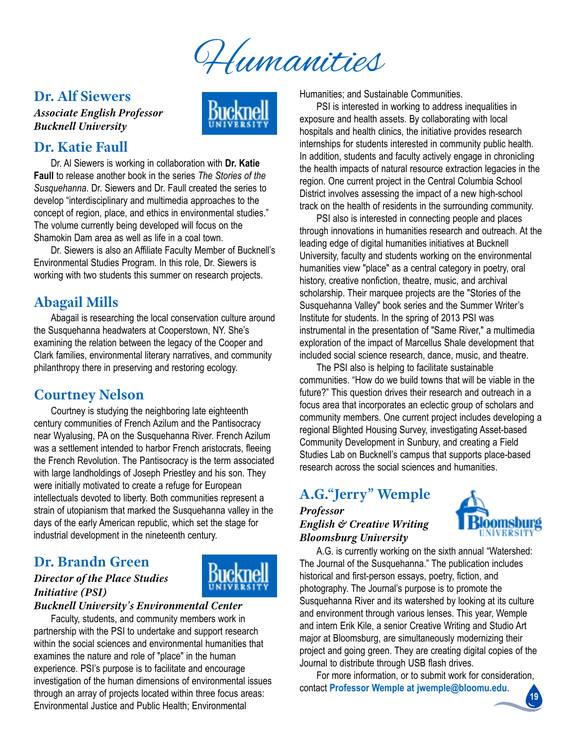# Humanities

## Dr. Alf Siewers

***Associate English Professor***
***Bucknell University***

## Dr. Katie Faull

Dr. Al Siewers is working in collaboration with **Dr. Katie Faull** to release another book in the series *The Stories of the Susquehanna*. Dr. Siewers and Dr. Faull created the series to develop "interdisciplinary and multimedia approaches to the concept of region, place, and ethics in environmental studies." The volume currently being developed will focus on the Shamokin Dam area as well as life in a coal town.

Dr. Siewers is also an Affiliate Faculty Member of Bucknell's Environmental Studies Program. In this role, Dr. Siewers is working with two students this summer on research projects.

## Abagail Mills

Abagail is researching the local conservation culture around the Susquehanna headwaters at Cooperstown, NY. She's examining the relation between the legacy of the Cooper and Clark families, environmental literary narratives, and community philanthropy there in preserving and restoring ecology.

## Courtney Nelson

Courtney is studying the neighboring late eighteenth century communities of French Azilum and the Pantisocracy near Wyalusing, PA on the Susquehanna River. French Azilum was a settlement intended to harbor French aristocrats, fleeing the French Revolution. The Pantisocracy is the term associated with large landholdings of Joseph Priestley and his son. They were initially motivated to create a refuge for European intellectuals devoted to liberty. Both communities represent a strain of utopianism that marked the Susquehanna valley in the days of the early American republic, which set the stage for industrial development in the nineteenth century.

## Dr. Brandn Green

***Director of the Place Studies Initiative (PSI)***
***Bucknell University's Environmental Center***

Faculty, students, and community members work in partnership with the PSI to undertake and support research within the social sciences and environmental humanities that examines the nature and role of "place" in the human experience. PSI's purpose is to facilitate and encourage investigation of the human dimensions of environmental issues through an array of projects located within three focus areas: Environmental Justice and Public Health; Environmental Humanities; and Sustainable Communities.

PSI is interested in working to address inequalities in exposure and health assets. By collaborating with local hospitals and health clinics, the initiative provides research internships for students interested in community public health. In addition, students and faculty actively engage in chronicling the health impacts of natural resource extraction legacies in the region. One current project in the Central Columbia School District involves assessing the impact of a new high-school track on the health of residents in the surrounding community.

PSI also is interested in connecting people and places through innovations in humanities research and outreach. At the leading edge of digital humanities initiatives at Bucknell University, faculty and students working on the environmental humanities view "place" as a central category in poetry, oral history, creative nonfiction, theatre, music, and archival scholarship. Their marquee projects are the "Stories of the Susquehanna Valley" book series and the Summer Writer's Institute for students. In the spring of 2013 PSI was instrumental in the presentation of "Same River," a multimedia exploration of the impact of Marcellus Shale development that included social science research, dance, music, and theatre.

The PSI also is helping to facilitate sustainable communities. "How do we build towns that will be viable in the future?" This question drives their research and outreach in a focus area that incorporates an eclectic group of scholars and community members. One current project includes developing a regional Blighted Housing Survey, investigating Asset-based Community Development in Sunbury, and creating a Field Studies Lab on Bucknell's campus that supports place-based research across the social sciences and humanities.

## A.G."Jerry" Wemple

***Professor***
***English & Creative Writing***
***Bloomsburg University***

A.G. is currently working on the sixth annual "Watershed: The Journal of the Susquehanna." The publication includes historical and first-person essays, poetry, fiction, and photography. The Journal's purpose is to promote the Susquehanna River and its watershed by looking at its culture and environment through various lenses. This year, Wemple and intern Erik Kile, a senior Creative Writing and Studio Art major at Bloomsburg, are simultaneously modernizing their project and going green. They are creating digital copies of the Journal to distribute through USB flash drives.

For more information, or to submit work for consideration, contact **Professor Wemple at jwemple@bloomu.edu**.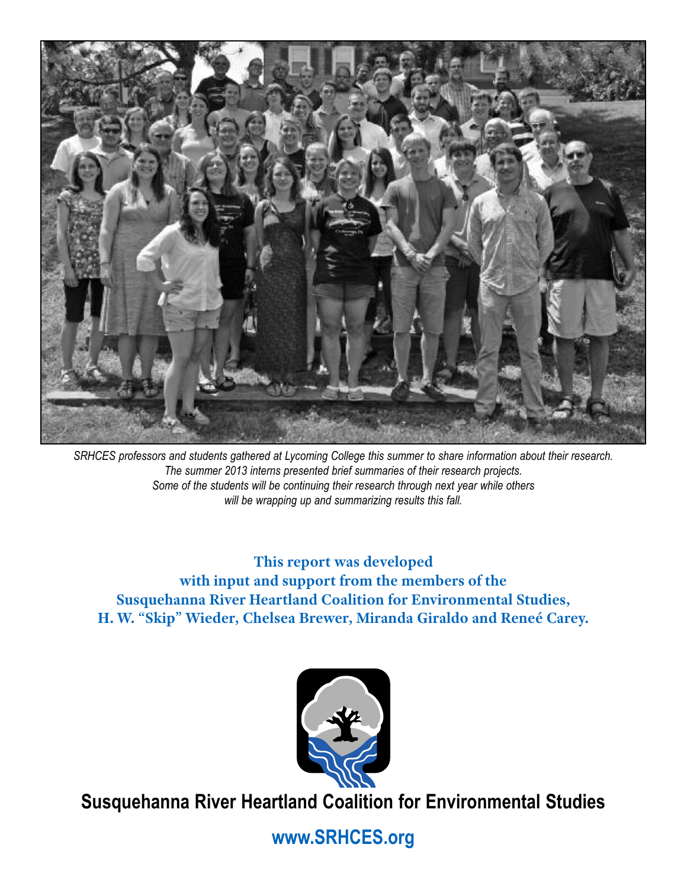*SRHCES professors and students gathered at Lycoming College this summer to share information about their research. The summer 2013 interns presented brief summaries of their research projects. Some of the students will be continuing their research through next year while others will be wrapping up and summarizing results this fall.*

**This report was developed with input and support from the members of the Susquehanna River Heartland Coalition for Environmental Studies, H. W. "Skip" Wieder, Chelsea Brewer, Miranda Giraldo and Reneé Carey.**

**Susquehanna River Heartland Coalition for Environmental Studies**

**www.SRHCES.org**